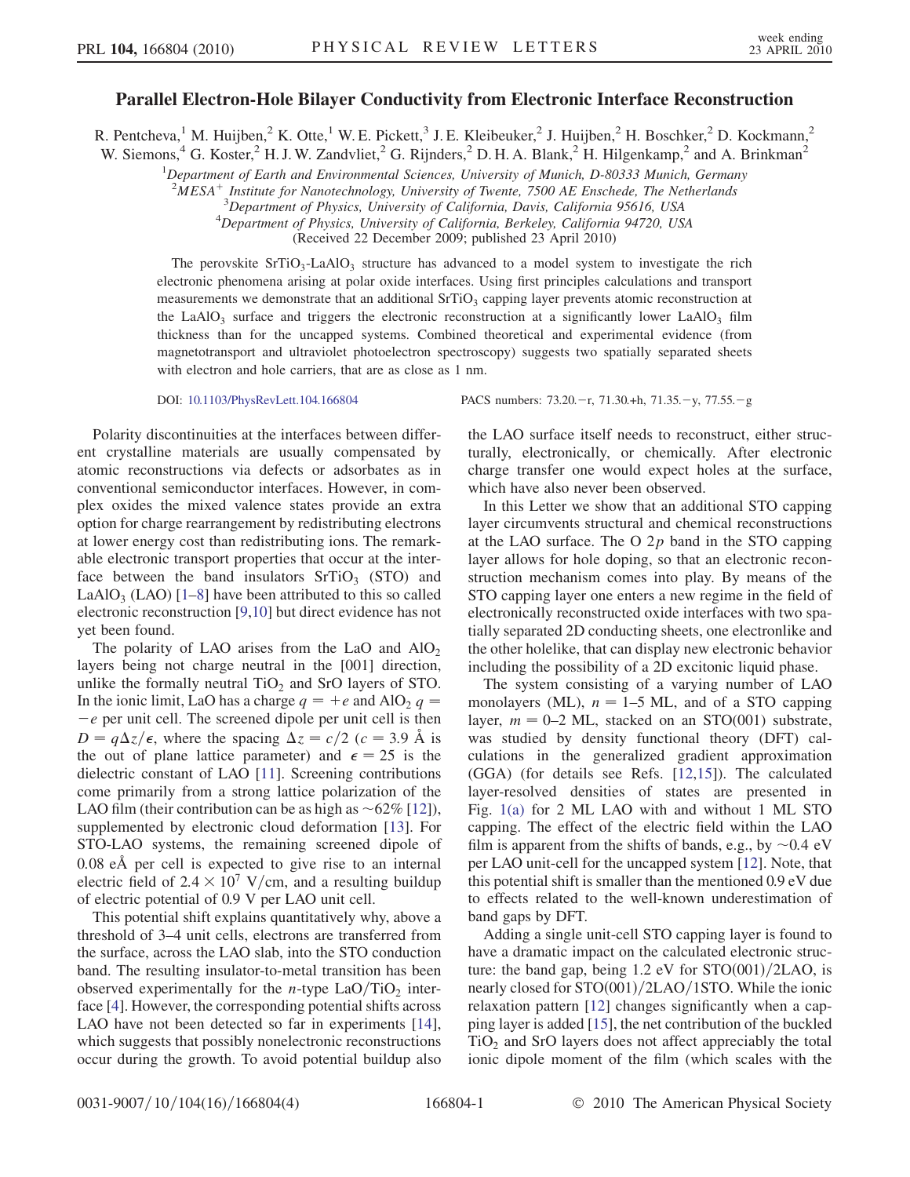# Parallel Electron-Hole Bilayer Conductivity from Electronic Interface Reconstruction

R. Pentcheva,[1] M. Huijben,[2] K. Otte,[1] W. E. Pickett,[3] J. E. Kleibeuker,[2] J. Huijben,[2] H. Boschker,[2] D. Kockmann,[2] W. Siemons,[4] G. Koster,[2] H. J. W. Zandvliet,[2] G. Rijnders,[2] D. H. A. Blank,[2] H. Hilgenkamp,[2] and A. Brinkman[2]

[1]Department of Earth and Environmental Sciences, University of Munich, D-80333 Munich, Germany
[2]MESA+ Institute for Nanotechnology, University of Twente, 7500 AE Enschede, The Netherlands
[3]Department of Physics, University of California, Davis, California 95616, USA
[4]Department of Physics, University of California, Berkeley, California 94720, USA

(Received 22 December 2009; published 23 April 2010)

The perovskite $SrTiO_3$-$LaAlO_3$ structure has advanced to a model system to investigate the rich electronic phenomena arising at polar oxide interfaces. Using first principles calculations and transport measurements we demonstrate that an additional $SrTiO_3$ capping layer prevents atomic reconstruction at the $LaAlO_3$ surface and triggers the electronic reconstruction at a significantly lower $LaAlO_3$ film thickness than for the uncapped systems. Combined theoretical and experimental evidence (from magnetotransport and ultraviolet photoelectron spectroscopy) suggests two spatially separated sheets with electron and hole carriers, that are as close as 1 nm.

DOI: 10.1103/PhysRevLett.104.166804 PACS numbers: 73.20.−r, 71.30.+h, 71.35.−y, 77.55.−g

Polarity discontinuities at the interfaces between different crystalline materials are usually compensated by atomic reconstructions via defects or adsorbates as in conventional semiconductor interfaces. However, in complex oxides the mixed valence states provide an extra option for charge rearrangement by redistributing electrons at lower energy cost than redistributing ions. The remarkable electronic transport properties that occur at the interface between the band insulators $SrTiO_3$ (STO) and $LaAlO_3$ (LAO) [1–8] have been attributed to this so called electronic reconstruction [9,10] but direct evidence has not yet been found.

The polarity of LAO arises from the LaO and $AlO_2$ layers being not charge neutral in the [001] direction, unlike the formally neutral $TiO_2$ and SrO layers of STO. In the ionic limit, LaO has a charge $q = +e$ and $AlO_2$ $q = -e$ per unit cell. The screened dipole per unit cell is then $D = q\Delta z/\epsilon$, where the spacing $\Delta z = c/2$ ($c = 3.9$ Å is the out of plane lattice parameter) and $\epsilon = 25$ is the dielectric constant of LAO [11]. Screening contributions come primarily from a strong lattice polarization of the LAO film (their contribution can be as high as $\sim$62% [12]), supplemented by electronic cloud deformation [13]. For STO-LAO systems, the remaining screened dipole of 0.08 eÅ per cell is expected to give rise to an internal electric field of $2.4 \times 10^7$ V/cm, and a resulting buildup of electric potential of 0.9 V per LAO unit cell.

This potential shift explains quantitatively why, above a threshold of 3–4 unit cells, electrons are transferred from the surface, across the LAO slab, into the STO conduction band. The resulting insulator-to-metal transition has been observed experimentally for the $n$-type LaO/$TiO_2$ interface [4]. However, the corresponding potential shifts across LAO have not been detected so far in experiments [14], which suggests that possibly nonelectronic reconstructions occur during the growth. To avoid potential buildup also the LAO surface itself needs to reconstruct, either structurally, electronically, or chemically. After electronic charge transfer one would expect holes at the surface, which have also never been observed.

In this Letter we show that an additional STO capping layer circumvents structural and chemical reconstructions at the LAO surface. The O $2p$ band in the STO capping layer allows for hole doping, so that an electronic reconstruction mechanism comes into play. By means of the STO capping layer one enters a new regime in the field of electronically reconstructed oxide interfaces with two spatially separated 2D conducting sheets, one electronlike and the other holelike, that can display new electronic behavior including the possibility of a 2D excitonic liquid phase.

The system consisting of a varying number of LAO monolayers (ML), $n = 1$–5 ML, and of a STO capping layer, $m = 0$–2 ML, stacked on an STO(001) substrate, was studied by density functional theory (DFT) calculations in the generalized gradient approximation (GGA) (for details see Refs. [12,15]). The calculated layer-resolved densities of states are presented in Fig. 1(a) for 2 ML LAO with and without 1 ML STO capping. The effect of the electric field within the LAO film is apparent from the shifts of bands, e.g., by $\sim$0.4 eV per LAO unit-cell for the uncapped system [12]. Note, that this potential shift is smaller than the mentioned 0.9 eV due to effects related to the well-known underestimation of band gaps by DFT.

Adding a single unit-cell STO capping layer is found to have a dramatic impact on the calculated electronic structure: the band gap, being 1.2 eV for STO(001)/2LAO, is nearly closed for STO(001)/2LAO/1STO. While the ionic relaxation pattern [12] changes significantly when a capping layer is added [15], the net contribution of the buckled $TiO_2$ and SrO layers does not affect appreciably the total ionic dipole moment of the film (which scales with the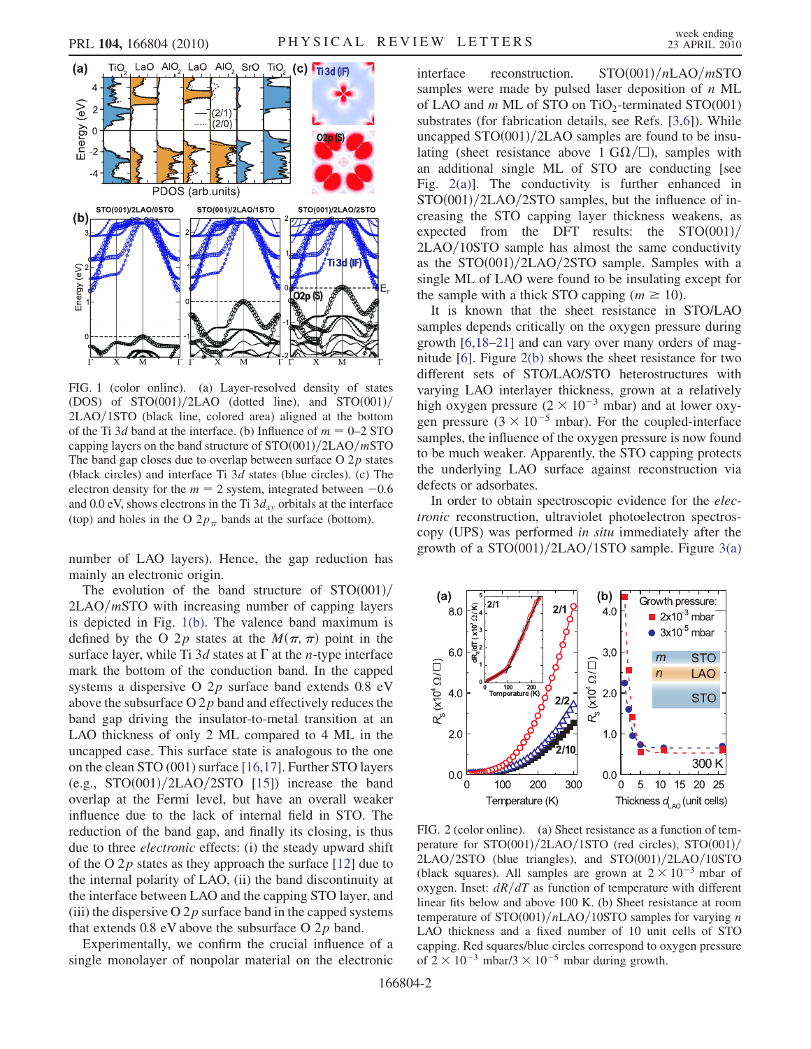FIG. 1 (color online). (a) Layer-resolved density of states (DOS) of STO(001)/2LAO (dotted line), and STO(001)/2LAO/1STO (black line, colored area) aligned at the bottom of the Ti 3*d* band at the interface. (b) Influence of $m = 0$–2 STO capping layers on the band structure of STO(001)/2LAO/*m*STO The band gap closes due to overlap between surface O 2*p* states (black circles) and interface Ti 3*d* states (blue circles). (c) The electron density for the $m = 2$ system, integrated between $-0.6$ and 0.0 eV, shows electrons in the Ti $3d_{xy}$ orbitals at the interface (top) and holes in the O $2p_{\pi}$ bands at the surface (bottom).

number of LAO layers). Hence, the gap reduction has mainly an electronic origin.

The evolution of the band structure of STO(001)/2LAO/*m*STO with increasing number of capping layers is depicted in Fig. 1(b). The valence band maximum is defined by the O 2*p* states at the $M(\pi, \pi)$ point in the surface layer, while Ti 3*d* states at Γ at the *n*-type interface mark the bottom of the conduction band. In the capped systems a dispersive O 2*p* surface band extends 0.8 eV above the subsurface O 2*p* band and effectively reduces the band gap driving the insulator-to-metal transition at an LAO thickness of only 2 ML compared to 4 ML in the uncapped case. This surface state is analogous to the one on the clean STO (001) surface [16,17]. Further STO layers (e.g., STO(001)/2LAO/2STO [15]) increase the band overlap at the Fermi level, but have an overall weaker influence due to the lack of internal field in STO. The reduction of the band gap, and finally its closing, is thus due to three *electronic* effects: (i) the steady upward shift of the O 2*p* states as they approach the surface [12] due to the internal polarity of LAO, (ii) the band discontinuity at the interface between LAO and the capping STO layer, and (iii) the dispersive O 2*p* surface band in the capped systems that extends 0.8 eV above the subsurface O 2*p* band.

Experimentally, we confirm the crucial influence of a single monolayer of nonpolar material on the electronic interface reconstruction. STO(001)/*n*LAO/*m*STO samples were made by pulsed laser deposition of *n* ML of LAO and *m* ML of STO on $TiO_2$-terminated STO(001) substrates (for fabrication details, see Refs. [3,6]). While uncapped STO(001)/2LAO samples are found to be insulating (sheet resistance above 1 GΩ/□), samples with an additional single ML of STO are conducting [see Fig. 2(a)]. The conductivity is further enhanced in STO(001)/2LAO/2STO samples, but the influence of increasing the STO capping layer thickness weakens, as expected from the DFT results: the STO(001)/2LAO/10STO sample has almost the same conductivity as the STO(001)/2LAO/2STO sample. Samples with a single ML of LAO were found to be insulating except for the sample with a thick STO capping ($m \geq 10$).

It is known that the sheet resistance in STO/LAO samples depends critically on the oxygen pressure during growth [6,18–21] and can vary over many orders of magnitude [6]. Figure 2(b) shows the sheet resistance for two different sets of STO/LAO/STO heterostructures with varying LAO interlayer thickness, grown at a relatively high oxygen pressure ($2 \times 10^{-3}$ mbar) and at lower oxygen pressure ($3 \times 10^{-5}$ mbar). For the coupled-interface samples, the influence of the oxygen pressure is now found to be much weaker. Apparently, the STO capping protects the underlying LAO surface against reconstruction via defects or adsorbates.

In order to obtain spectroscopic evidence for the *electronic* reconstruction, ultraviolet photoelectron spectroscopy (UPS) was performed *in situ* immediately after the growth of a STO(001)/2LAO/1STO sample. Figure 3(a)

FIG. 2 (color online). (a) Sheet resistance as a function of temperature for STO(001)/2LAO/1STO (red circles), STO(001)/2LAO/2STO (blue triangles), and STO(001)/2LAO/10STO (black squares). All samples are grown at $2 \times 10^{-3}$ mbar of oxygen. Inset: $dR/dT$ as function of temperature with different linear fits below and above 100 K. (b) Sheet resistance at room temperature of STO(001)/*n*LAO/10STO samples for varying *n* LAO thickness and a fixed number of 10 unit cells of STO capping. Red squares/blue circles correspond to oxygen pressure of $2 \times 10^{-3}$ mbar/$3 \times 10^{-5}$ mbar during growth.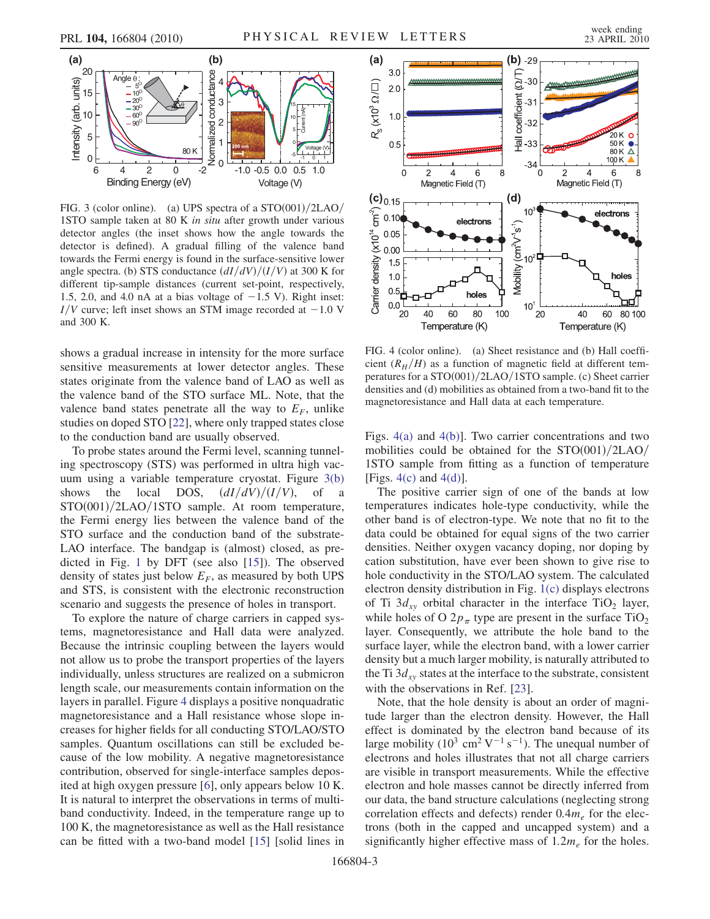FIG. 3 (color online). (a) UPS spectra of a STO(001)/2LAO/1STO sample taken at 80 K *in situ* after growth under various detector angles (the inset shows how the angle towards the detector is defined). A gradual filling of the valence band towards the Fermi energy is found in the surface-sensitive lower angle spectra. (b) STS conductance $(dI/dV)/(I/V)$ at 300 K for different tip-sample distances (current set-point, respectively, 1.5, 2.0, and 4.0 nA at a bias voltage of $-1.5$ V). Right inset: $I/V$ curve; left inset shows an STM image recorded at $-1.0$ V and 300 K.

shows a gradual increase in intensity for the more surface sensitive measurements at lower detector angles. These states originate from the valence band of LAO as well as the valence band of the STO surface ML. Note, that the valence band states penetrate all the way to $E_F$, unlike studies on doped STO [22], where only trapped states close to the conduction band are usually observed.

To probe states around the Fermi level, scanning tunneling spectroscopy (STS) was performed in ultra high vacuum using a variable temperature cryostat. Figure 3(b) shows the local DOS, $(dI/dV)/(I/V)$, of a STO(001)/2LAO/1STO sample. At room temperature, the Fermi energy lies between the valence band of the STO surface and the conduction band of the substrate-LAO interface. The bandgap is (almost) closed, as predicted in Fig. 1 by DFT (see also [15]). The observed density of states just below $E_F$, as measured by both UPS and STS, is consistent with the electronic reconstruction scenario and suggests the presence of holes in transport.

To explore the nature of charge carriers in capped systems, magnetoresistance and Hall data were analyzed. Because the intrinsic coupling between the layers would not allow us to probe the transport properties of the layers individually, unless structures are realized on a submicron length scale, our measurements contain information on the layers in parallel. Figure 4 displays a positive nonquadratic magnetoresistance and a Hall resistance whose slope increases for higher fields for all conducting STO/LAO/STO samples. Quantum oscillations can still be excluded because of the low mobility. A negative magnetoresistance contribution, observed for single-interface samples deposited at high oxygen pressure [6], only appears below 10 K. It is natural to interpret the observations in terms of multi-band conductivity. Indeed, in the temperature range up to 100 K, the magnetoresistance as well as the Hall resistance can be fitted with a two-band model [15] [solid lines in Figs. 4(a) and 4(b)]. Two carrier concentrations and two mobilities could be obtained for the STO(001)/2LAO/1STO sample from fitting as a function of temperature [Figs. 4(c) and 4(d)].

FIG. 4 (color online). (a) Sheet resistance and (b) Hall coefficient $(R_H/H)$ as a function of magnetic field at different temperatures for a STO(001)/2LAO/1STO sample. (c) Sheet carrier densities and (d) mobilities as obtained from a two-band fit to the magnetoresistance and Hall data at each temperature.

The positive carrier sign of one of the bands at low temperatures indicates hole-type conductivity, while the other band is of electron-type. We note that no fit to the data could be obtained for equal signs of the two carrier densities. Neither oxygen vacancy doping, nor doping by cation substitution, have ever been shown to give rise to hole conductivity in the STO/LAO system. The calculated electron density distribution in Fig. 1(c) displays electrons of Ti $3d_{xy}$ orbital character in the interface $TiO_2$ layer, while holes of O $2p_{\pi}$ type are present in the surface $TiO_2$ layer. Consequently, we attribute the hole band to the surface layer, while the electron band, with a lower carrier density but a much larger mobility, is naturally attributed to the Ti $3d_{xy}$ states at the interface to the substrate, consistent with the observations in Ref. [23].

Note, that the hole density is about an order of magnitude larger than the electron density. However, the Hall effect is dominated by the electron band because of its large mobility ($10^3$ cm$^2$ V$^{-1}$ s$^{-1}$). The unequal number of electrons and holes illustrates that not all charge carriers are visible in transport measurements. While the effective electron and hole masses cannot be directly inferred from our data, the band structure calculations (neglecting strong correlation effects and defects) render $0.4m_e$ for the electrons (both in the capped and uncapped system) and a significantly higher effective mass of $1.2m_e$ for the holes.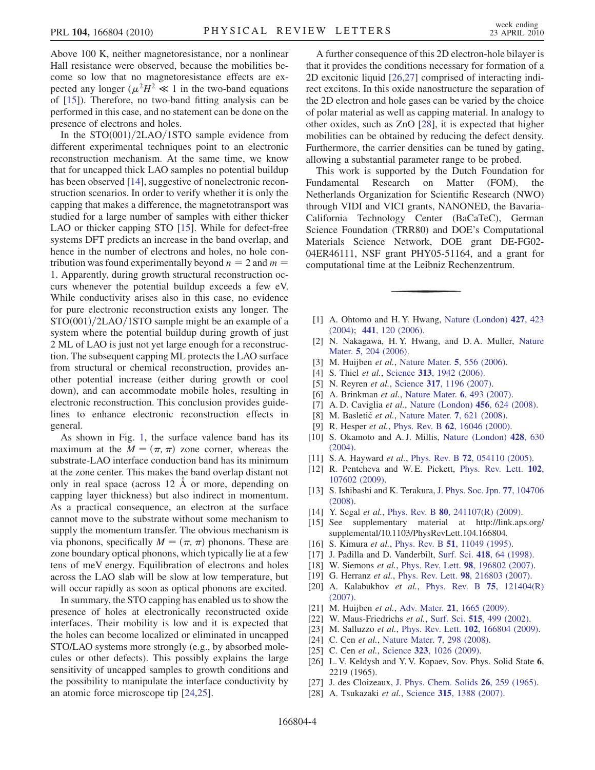Above 100 K, neither magnetoresistance, nor a nonlinear Hall resistance were observed, because the mobilities become so low that no magnetoresistance effects are expected any longer ($\mu^2 H^2 \ll 1$ in the two-band equations of [15]). Therefore, no two-band fitting analysis can be performed in this case, and no statement can be done on the presence of electrons and holes.

In the STO(001)/2LAO/1STO sample evidence from different experimental techniques point to an electronic reconstruction mechanism. At the same time, we know that for uncapped thick LAO samples no potential buildup has been observed [14], suggestive of nonelectronic reconstruction scenarios. In order to verify whether it is only the capping that makes a difference, the magnetotransport was studied for a large number of samples with either thicker LAO or thicker capping STO [15]. While for defect-free systems DFT predicts an increase in the band overlap, and hence in the number of electrons and holes, no hole contribution was found experimentally beyond $n = 2$ and $m = 1$. Apparently, during growth structural reconstruction occurs whenever the potential buildup exceeds a few eV. While conductivity arises also in this case, no evidence for pure electronic reconstruction exists any longer. The STO(001)/2LAO/1STO sample might be an example of a system where the potential buildup during growth of just 2 ML of LAO is just not yet large enough for a reconstruction. The subsequent capping ML protects the LAO surface from structural or chemical reconstruction, provides another potential increase (either during growth or cool down), and can accommodate mobile holes, resulting in electronic reconstruction. This conclusion provides guidelines to enhance electronic reconstruction effects in general.

As shown in Fig. 1, the surface valence band has its maximum at the $M = (\pi, \pi)$ zone corner, whereas the substrate-LAO interface conduction band has its minimum at the zone center. This makes the band overlap distant not only in real space (across 12 Å or more, depending on capping layer thickness) but also indirect in momentum. As a practical consequence, an electron at the surface cannot move to the substrate without some mechanism to supply the momentum transfer. The obvious mechanism is via phonons, specifically $M = (\pi, \pi)$ phonons. These are zone boundary optical phonons, which typically lie at a few tens of meV energy. Equilibration of electrons and holes across the LAO slab will be slow at low temperature, but will occur rapidly as soon as optical phonons are excited.

In summary, the STO capping has enabled us to show the presence of holes at electronically reconstructed oxide interfaces. Their mobility is low and it is expected that the holes can become localized or eliminated in uncapped STO/LAO systems more strongly (e.g., by absorbed molecules or other defects). This possibly explains the large sensitivity of uncapped samples to growth conditions and the possibility to manipulate the interface conductivity by an atomic force microscope tip [24,25].

A further consequence of this 2D electron-hole bilayer is that it provides the conditions necessary for formation of a 2D excitonic liquid [26,27] comprised of interacting indirect excitons. In this oxide nanostructure the separation of the 2D electron and hole gases can be varied by the choice of polar material as well as capping material. In analogy to other oxides, such as ZnO [28], it is expected that higher mobilities can be obtained by reducing the defect density. Furthermore, the carrier densities can be tuned by gating, allowing a substantial parameter range to be probed.

This work is supported by the Dutch Foundation for Fundamental Research on Matter (FOM), the Netherlands Organization for Scientific Research (NWO) through VIDI and VICI grants, NANONED, the Bavaria-California Technology Center (BaCaTeC), German Science Foundation (TRR80) and DOE's Computational Materials Science Network, DOE grant DE-FG02-04ER46111, NSF grant PHY05-51164, and a grant for computational time at the Leibniz Rechenzentrum.

---

[1] A. Ohtomo and H. Y. Hwang, Nature (London) **427**, 423 (2004); **441**, 120 (2006).
[2] N. Nakagawa, H. Y. Hwang, and D. A. Muller, Nature Mater. **5**, 204 (2006).
[3] M. Huijben *et al.*, Nature Mater. **5**, 556 (2006).
[4] S. Thiel *et al.*, Science **313**, 1942 (2006).
[5] N. Reyren *et al.*, Science **317**, 1196 (2007).
[6] A. Brinkman *et al.*, Nature Mater. **6**, 493 (2007).
[7] A. D. Caviglia *et al.*, Nature (London) **456**, 624 (2008).
[8] M. Basletić *et al.*, Nature Mater. **7**, 621 (2008).
[9] R. Hesper *et al.*, Phys. Rev. B **62**, 16046 (2000).
[10] S. Okamoto and A. J. Millis, Nature (London) **428**, 630 (2004).
[11] S. A. Hayward *et al.*, Phys. Rev. B **72**, 054110 (2005).
[12] R. Pentcheva and W. E. Pickett, Phys. Rev. Lett. **102**, 107602 (2009).
[13] S. Ishibashi and K. Terakura, J. Phys. Soc. Jpn. **77**, 104706 (2008).
[14] Y. Segal *et al.*, Phys. Rev. B **80**, 241107(R) (2009).
[15] See supplementary material at http://link.aps.org/supplemental/10.1103/PhysRevLett.104.166804.
[16] S. Kimura *et al.*, Phys. Rev. B **51**, 11049 (1995).
[17] J. Padilla and D. Vanderbilt, Surf. Sci. **418**, 64 (1998).
[18] W. Siemons *et al.*, Phys. Rev. Lett. **98**, 196802 (2007).
[19] G. Herranz *et al.*, Phys. Rev. Lett. **98**, 216803 (2007).
[20] A. Kalabukhov *et al.*, Phys. Rev. B **75**, 121404(R) (2007).
[21] M. Huijben *et al.*, Adv. Mater. **21**, 1665 (2009).
[22] W. Maus-Friedrichs *et al.*, Surf. Sci. **515**, 499 (2002).
[23] M. Salluzzo *et al.*, Phys. Rev. Lett. **102**, 166804 (2009).
[24] C. Cen *et al.*, Nature Mater. **7**, 298 (2008).
[25] C. Cen *et al.*, Science **323**, 1026 (2009).
[26] L. V. Keldysh and Y. V. Kopaev, Sov. Phys. Solid State **6**, 2219 (1965).
[27] J. des Cloizeaux, J. Phys. Chem. Solids **26**, 259 (1965).
[28] A. Tsukazaki *et al.*, Science **315**, 1388 (2007).